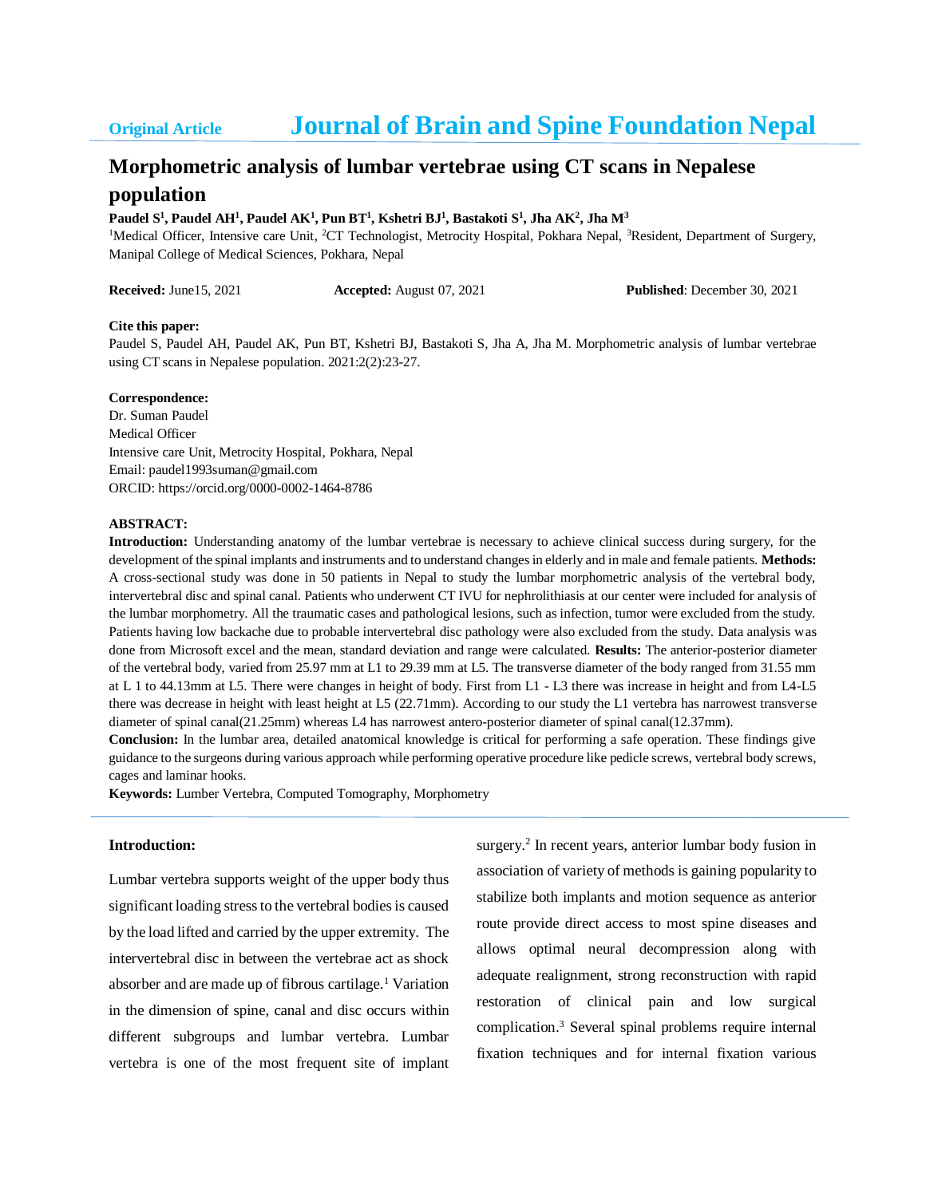**Original Article** **Journal of Brain and Spine Foundation Nepal**

# Morphometric analysis of lumbar vertebrae using CT scans in Nepalese population

**Paudel S[1], Paudel AH[1], Paudel AK[1], Pun BT[1], Kshetri BJ[1], Bastakoti S[1], Jha AK[2], Jha M[3]**

[1]Medical Officer, Intensive care Unit, [2]CT Technologist, Metrocity Hospital, Pokhara Nepal, [3]Resident, Department of Surgery, Manipal College of Medical Sciences, Pokhara, Nepal

**Received:** June15, 2021 **Accepted:** August 07, 2021 **Published**: December 30, 2021

**Cite this paper:**

Paudel S, Paudel AH, Paudel AK, Pun BT, Kshetri BJ, Bastakoti S, Jha A, Jha M. Morphometric analysis of lumbar vertebrae using CT scans in Nepalese population. 2021:2(2):23-27.

**Correspondence:**

Dr. Suman Paudel
Medical Officer
Intensive care Unit, Metrocity Hospital, Pokhara, Nepal
Email: paudel1993suman@gmail.com
ORCID: https://orcid.org/0000-0002-1464-8786

**ABSTRACT:**

**Introduction:** Understanding anatomy of the lumbar vertebrae is necessary to achieve clinical success during surgery, for the development of the spinal implants and instruments and to understand changes in elderly and in male and female patients. **Methods:** A cross-sectional study was done in 50 patients in Nepal to study the lumbar morphometric analysis of the vertebral body, intervertebral disc and spinal canal. Patients who underwent CT IVU for nephrolithiasis at our center were included for analysis of the lumbar morphometry. All the traumatic cases and pathological lesions, such as infection, tumor were excluded from the study. Patients having low backache due to probable intervertebral disc pathology were also excluded from the study. Data analysis was done from Microsoft excel and the mean, standard deviation and range were calculated. **Results:** The anterior-posterior diameter of the vertebral body, varied from 25.97 mm at L1 to 29.39 mm at L5. The transverse diameter of the body ranged from 31.55 mm at L 1 to 44.13mm at L5. There were changes in height of body. First from L1 - L3 there was increase in height and from L4-L5 there was decrease in height with least height at L5 (22.71mm). According to our study the L1 vertebra has narrowest transverse diameter of spinal canal(21.25mm) whereas L4 has narrowest antero-posterior diameter of spinal canal(12.37mm).

**Conclusion:** In the lumbar area, detailed anatomical knowledge is critical for performing a safe operation. These findings give guidance to the surgeons during various approach while performing operative procedure like pedicle screws, vertebral body screws, cages and laminar hooks.

**Keywords:** Lumber Vertebra, Computed Tomography, Morphometry

## Introduction:

Lumbar vertebra supports weight of the upper body thus significant loading stress to the vertebral bodies is caused by the load lifted and carried by the upper extremity. The intervertebral disc in between the vertebrae act as shock absorber and are made up of fibrous cartilage.[1] Variation in the dimension of spine, canal and disc occurs within different subgroups and lumbar vertebra. Lumbar vertebra is one of the most frequent site of implant surgery.[2] In recent years, anterior lumbar body fusion in association of variety of methods is gaining popularity to stabilize both implants and motion sequence as anterior route provide direct access to most spine diseases and allows optimal neural decompression along with adequate realignment, strong reconstruction with rapid restoration of clinical pain and low surgical complication.[3] Several spinal problems require internal fixation techniques and for internal fixation various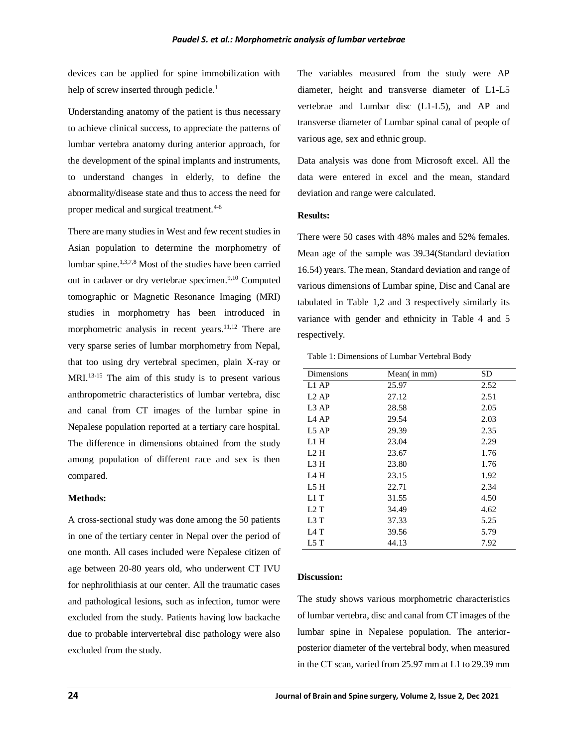devices can be applied for spine immobilization with help of screw inserted through pedicle.[1]

Understanding anatomy of the patient is thus necessary to achieve clinical success, to appreciate the patterns of lumbar vertebra anatomy during anterior approach, for the development of the spinal implants and instruments, to understand changes in elderly, to define the abnormality/disease state and thus to access the need for proper medical and surgical treatment.[4-6]

There are many studies in West and few recent studies in Asian population to determine the morphometry of lumbar spine.[1,3,7,8] Most of the studies have been carried out in cadaver or dry vertebrae specimen.[9,10] Computed tomographic or Magnetic Resonance Imaging (MRI) studies in morphometry has been introduced in morphometric analysis in recent years.[11,12] There are very sparse series of lumbar morphometry from Nepal, that too using dry vertebral specimen, plain X-ray or MRI.[13-15] The aim of this study is to present various anthropometric characteristics of lumbar vertebra, disc and canal from CT images of the lumbar spine in Nepalese population reported at a tertiary care hospital. The difference in dimensions obtained from the study among population of different race and sex is then compared.

**Methods:**

A cross-sectional study was done among the 50 patients in one of the tertiary center in Nepal over the period of one month. All cases included were Nepalese citizen of age between 20-80 years old, who underwent CT IVU for nephrolithiasis at our center. All the traumatic cases and pathological lesions, such as infection, tumor were excluded from the study. Patients having low backache due to probable intervertebral disc pathology were also excluded from the study.

The variables measured from the study were AP diameter, height and transverse diameter of L1-L5 vertebrae and Lumbar disc (L1-L5), and AP and transverse diameter of Lumbar spinal canal of people of various age, sex and ethnic group.

Data analysis was done from Microsoft excel. All the data were entered in excel and the mean, standard deviation and range were calculated.

**Results:**

There were 50 cases with 48% males and 52% females. Mean age of the sample was 39.34(Standard deviation 16.54) years. The mean, Standard deviation and range of various dimensions of Lumbar spine, Disc and Canal are tabulated in Table 1,2 and 3 respectively similarly its variance with gender and ethnicity in Table 4 and 5 respectively.

Table 1: Dimensions of Lumbar Vertebral Body

| Dimensions | Mean( in mm) | SD |
|---|---|---|
| L1 AP | 25.97 | 2.52 |
| L2 AP | 27.12 | 2.51 |
| L3 AP | 28.58 | 2.05 |
| L4 AP | 29.54 | 2.03 |
| L5 AP | 29.39 | 2.35 |
| L1 H | 23.04 | 2.29 |
| L2 H | 23.67 | 1.76 |
| L3 H | 23.80 | 1.76 |
| L4 H | 23.15 | 1.92 |
| L5 H | 22.71 | 2.34 |
| L1 T | 31.55 | 4.50 |
| L2 T | 34.49 | 4.62 |
| L3 T | 37.33 | 5.25 |
| L4 T | 39.56 | 5.79 |
| L5 T | 44.13 | 7.92 |

**Discussion:**

The study shows various morphometric characteristics of lumbar vertebra, disc and canal from CT images of the lumbar spine in Nepalese population. The anterior-posterior diameter of the vertebral body, when measured in the CT scan, varied from 25.97 mm at L1 to 29.39 mm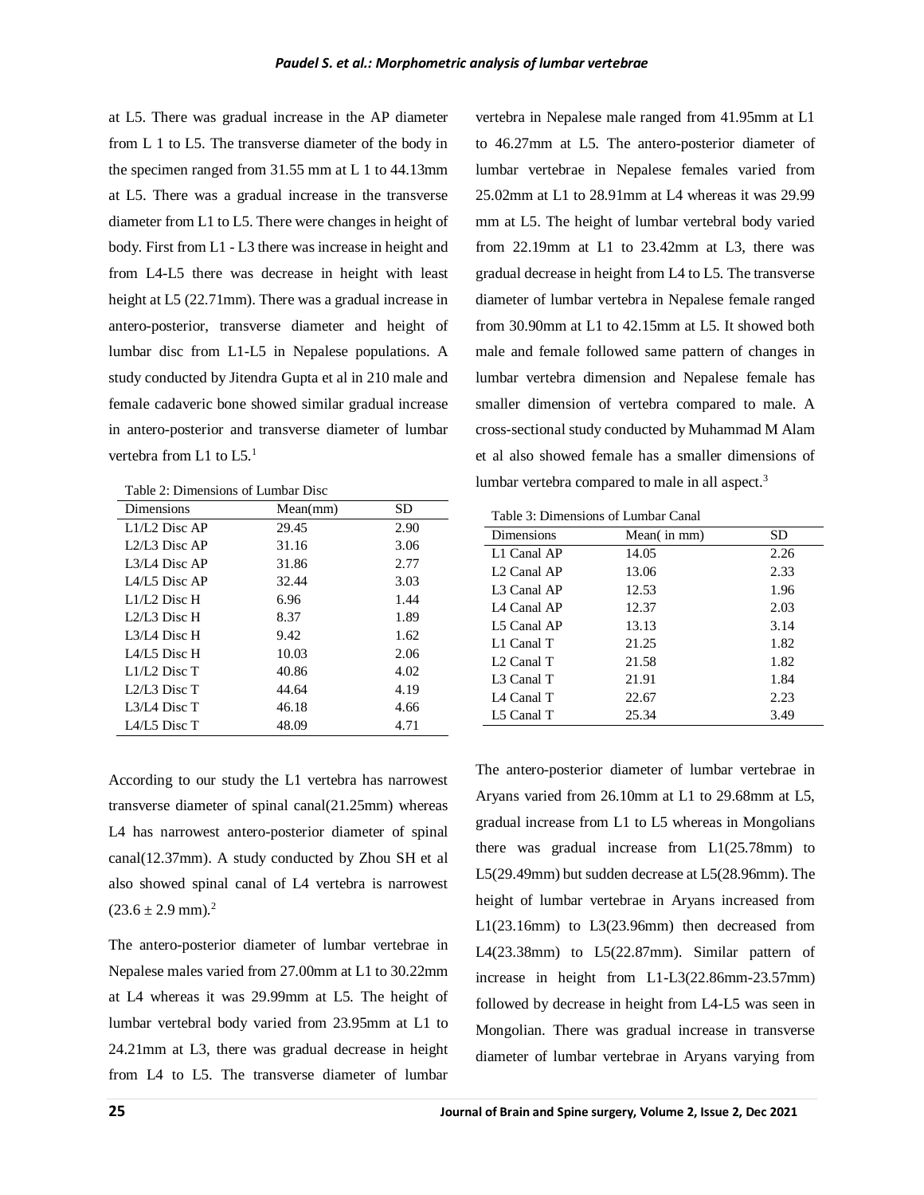at L5. There was gradual increase in the AP diameter from L 1 to L5. The transverse diameter of the body in the specimen ranged from 31.55 mm at L 1 to 44.13mm at L5. There was a gradual increase in the transverse diameter from L1 to L5. There were changes in height of body. First from L1 - L3 there was increase in height and from L4-L5 there was decrease in height with least height at L5 (22.71mm). There was a gradual increase in antero-posterior, transverse diameter and height of lumbar disc from L1-L5 in Nepalese populations. A study conducted by Jitendra Gupta et al in 210 male and female cadaveric bone showed similar gradual increase in antero-posterior and transverse diameter of lumbar vertebra from L1 to L5.[1]

Table 2: Dimensions of Lumbar Disc

| Dimensions | Mean(mm) | SD |
|---|---|---|
| L1/L2 Disc AP | 29.45 | 2.90 |
| L2/L3 Disc AP | 31.16 | 3.06 |
| L3/L4 Disc AP | 31.86 | 2.77 |
| L4/L5 Disc AP | 32.44 | 3.03 |
| L1/L2 Disc H | 6.96 | 1.44 |
| L2/L3 Disc H | 8.37 | 1.89 |
| L3/L4 Disc H | 9.42 | 1.62 |
| L4/L5 Disc H | 10.03 | 2.06 |
| L1/L2 Disc T | 40.86 | 4.02 |
| L2/L3 Disc T | 44.64 | 4.19 |
| L3/L4 Disc T | 46.18 | 4.66 |
| L4/L5 Disc T | 48.09 | 4.71 |

According to our study the L1 vertebra has narrowest transverse diameter of spinal canal(21.25mm) whereas L4 has narrowest antero-posterior diameter of spinal canal(12.37mm). A study conducted by Zhou SH et al also showed spinal canal of L4 vertebra is narrowest $(23.6 \pm 2.9$ mm).[2]

The antero-posterior diameter of lumbar vertebrae in Nepalese males varied from 27.00mm at L1 to 30.22mm at L4 whereas it was 29.99mm at L5. The height of lumbar vertebral body varied from 23.95mm at L1 to 24.21mm at L3, there was gradual decrease in height from L4 to L5. The transverse diameter of lumbar vertebra in Nepalese male ranged from 41.95mm at L1 to 46.27mm at L5. The antero-posterior diameter of lumbar vertebrae in Nepalese females varied from 25.02mm at L1 to 28.91mm at L4 whereas it was 29.99 mm at L5. The height of lumbar vertebral body varied from 22.19mm at L1 to 23.42mm at L3, there was gradual decrease in height from L4 to L5. The transverse diameter of lumbar vertebra in Nepalese female ranged from 30.90mm at L1 to 42.15mm at L5. It showed both male and female followed same pattern of changes in lumbar vertebra dimension and Nepalese female has smaller dimension of vertebra compared to male. A cross-sectional study conducted by Muhammad M Alam et al also showed female has a smaller dimensions of lumbar vertebra compared to male in all aspect.[3]

Table 3: Dimensions of Lumbar Canal

| Dimensions | Mean( in mm) | SD |
|---|---|---|
| L1 Canal AP | 14.05 | 2.26 |
| L2 Canal AP | 13.06 | 2.33 |
| L3 Canal AP | 12.53 | 1.96 |
| L4 Canal AP | 12.37 | 2.03 |
| L5 Canal AP | 13.13 | 3.14 |
| L1 Canal T | 21.25 | 1.82 |
| L2 Canal T | 21.58 | 1.82 |
| L3 Canal T | 21.91 | 1.84 |
| L4 Canal T | 22.67 | 2.23 |
| L5 Canal T | 25.34 | 3.49 |

The antero-posterior diameter of lumbar vertebrae in Aryans varied from 26.10mm at L1 to 29.68mm at L5, gradual increase from L1 to L5 whereas in Mongolians there was gradual increase from L1(25.78mm) to L5(29.49mm) but sudden decrease at L5(28.96mm). The height of lumbar vertebrae in Aryans increased from L1(23.16mm) to L3(23.96mm) then decreased from L4(23.38mm) to L5(22.87mm). Similar pattern of increase in height from L1-L3(22.86mm-23.57mm) followed by decrease in height from L4-L5 was seen in Mongolian. There was gradual increase in transverse diameter of lumbar vertebrae in Aryans varying from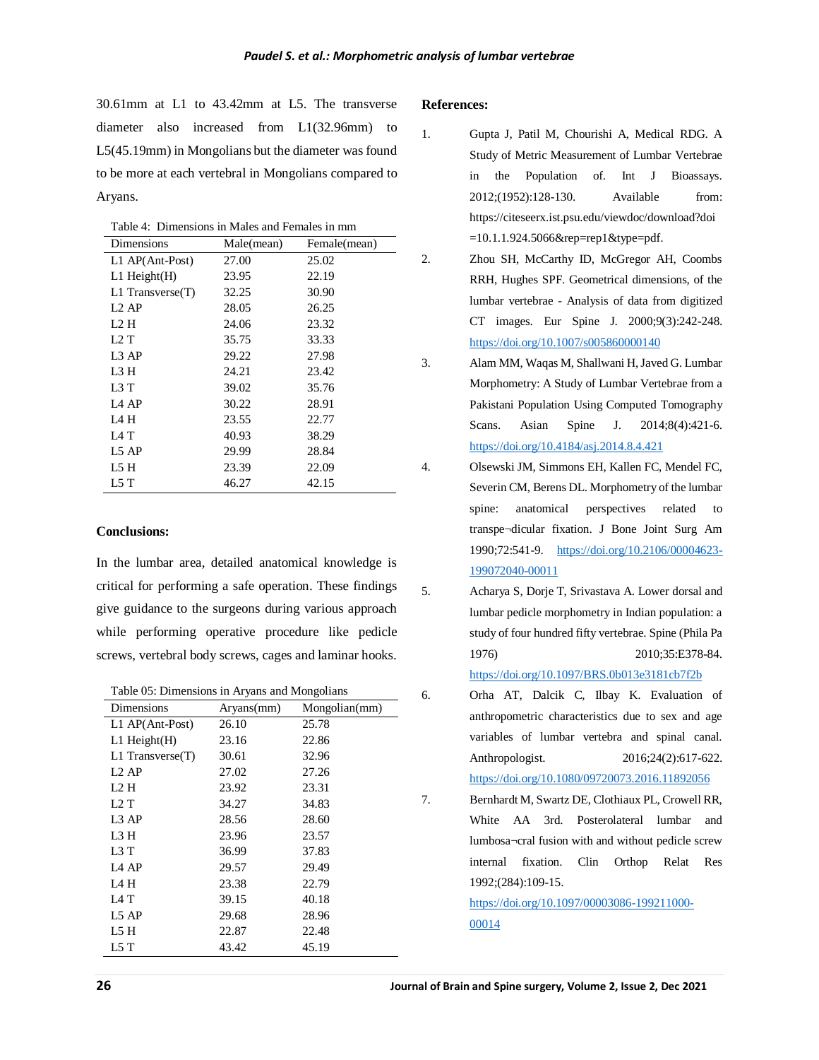30.61mm at L1 to 43.42mm at L5. The transverse diameter also increased from L1(32.96mm) to L5(45.19mm) in Mongolians but the diameter was found to be more at each vertebral in Mongolians compared to Aryans.

Table 4: Dimensions in Males and Females in mm

| Dimensions | Male(mean) | Female(mean) |
|---|---|---|
| L1 AP(Ant-Post) | 27.00 | 25.02 |
| L1 Height(H) | 23.95 | 22.19 |
| L1 Transverse(T) | 32.25 | 30.90 |
| L2 AP | 28.05 | 26.25 |
| L2 H | 24.06 | 23.32 |
| L2 T | 35.75 | 33.33 |
| L3 AP | 29.22 | 27.98 |
| L3 H | 24.21 | 23.42 |
| L3 T | 39.02 | 35.76 |
| L4 AP | 30.22 | 28.91 |
| L4 H | 23.55 | 22.77 |
| L4 T | 40.93 | 38.29 |
| L5 AP | 29.99 | 28.84 |
| L5 H | 23.39 | 22.09 |
| L5 T | 46.27 | 42.15 |

## Conclusions:

In the lumbar area, detailed anatomical knowledge is critical for performing a safe operation. These findings give guidance to the surgeons during various approach while performing operative procedure like pedicle screws, vertebral body screws, cages and laminar hooks.

Table 05: Dimensions in Aryans and Mongolians

| Dimensions | Aryans(mm) | Mongolian(mm) |
|---|---|---|
| L1 AP(Ant-Post) | 26.10 | 25.78 |
| L1 Height(H) | 23.16 | 22.86 |
| L1 Transverse(T) | 30.61 | 32.96 |
| L2 AP | 27.02 | 27.26 |
| L2 H | 23.92 | 23.31 |
| L2 T | 34.27 | 34.83 |
| L3 AP | 28.56 | 28.60 |
| L3 H | 23.96 | 23.57 |
| L3 T | 36.99 | 37.83 |
| L4 AP | 29.57 | 29.49 |
| L4 H | 23.38 | 22.79 |
| L4 T | 39.15 | 40.18 |
| L5 AP | 29.68 | 28.96 |
| L5 H | 22.87 | 22.48 |
| L5 T | 43.42 | 45.19 |

## References:

1. Gupta J, Patil M, Chourishi A, Medical RDG. A Study of Metric Measurement of Lumbar Vertebrae in the Population of. Int J Bioassays. 2012;(1952):128-130. Available from: https://citeseerx.ist.psu.edu/viewdoc/download?doi=10.1.1.924.5066&rep=rep1&type=pdf.
2. Zhou SH, McCarthy ID, McGregor AH, Coombs RRH, Hughes SPF. Geometrical dimensions, of the lumbar vertebrae - Analysis of data from digitized CT images. Eur Spine J. 2000;9(3):242-248. https://doi.org/10.1007/s005860000140
3. Alam MM, Waqas M, Shallwani H, Javed G. Lumbar Morphometry: A Study of Lumbar Vertebrae from a Pakistani Population Using Computed Tomography Scans. Asian Spine J. 2014;8(4):421-6. https://doi.org/10.4184/asj.2014.8.4.421
4. Olsewski JM, Simmons EH, Kallen FC, Mendel FC, Severin CM, Berens DL. Morphometry of the lumbar spine: anatomical perspectives related to transpe¬dicular fixation. J Bone Joint Surg Am 1990;72:541-9. https://doi.org/10.2106/00004623-199072040-00011
5. Acharya S, Dorje T, Srivastava A. Lower dorsal and lumbar pedicle morphometry in Indian population: a study of four hundred fifty vertebrae. Spine (Phila Pa 1976) 2010;35:E378-84. https://doi.org/10.1097/BRS.0b013e3181cb7f2b
6. Orha AT, Dalcik C, Ilbay K. Evaluation of anthropometric characteristics due to sex and age variables of lumbar vertebra and spinal canal. Anthropologist. 2016;24(2):617-622. https://doi.org/10.1080/09720073.2016.11892056
7. Bernhardt M, Swartz DE, Clothiaux PL, Crowell RR, White AA 3rd. Posterolateral lumbar and lumbosa¬cral fusion with and without pedicle screw internal fixation. Clin Orthop Relat Res 1992;(284):109-15. https://doi.org/10.1097/00003086-199211000-00014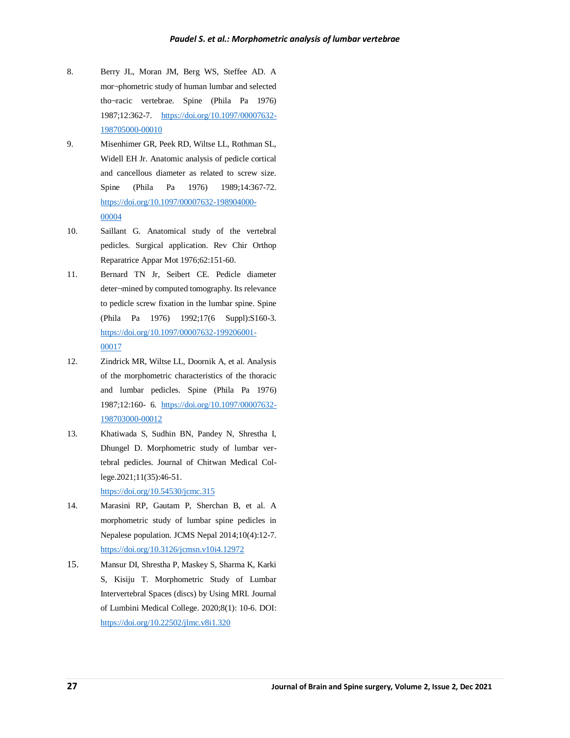8. Berry JL, Moran JM, Berg WS, Steffee AD. A mor¬phometric study of human lumbar and selected tho¬racic vertebrae. Spine (Phila Pa 1976) 1987;12:362-7. https://doi.org/10.1097/00007632-198705000-00010

9. Misenhimer GR, Peek RD, Wiltse LL, Rothman SL, Widell EH Jr. Anatomic analysis of pedicle cortical and cancellous diameter as related to screw size. Spine (Phila Pa 1976) 1989;14:367-72. https://doi.org/10.1097/00007632-198904000-00004

10. Saillant G. Anatomical study of the vertebral pedicles. Surgical application. Rev Chir Orthop Reparatrice Appar Mot 1976;62:151-60.

11. Bernard TN Jr, Seibert CE. Pedicle diameter deter¬mined by computed tomography. Its relevance to pedicle screw fixation in the lumbar spine. Spine (Phila Pa 1976) 1992;17(6 Suppl):S160-3. https://doi.org/10.1097/00007632-199206001-00017

12. Zindrick MR, Wiltse LL, Doornik A, et al. Analysis of the morphometric characteristics of the thoracic and lumbar pedicles. Spine (Phila Pa 1976) 1987;12:160- 6. https://doi.org/10.1097/00007632-198703000-00012

13. Khatiwada S, Sudhin BN, Pandey N, Shrestha I, Dhungel D. Morphometric study of lumbar vertebral pedicles. Journal of Chitwan Medical College.2021;11(35):46-51. https://doi.org/10.54530/jcmc.315

14. Marasini RP, Gautam P, Sherchan B, et al. A morphometric study of lumbar spine pedicles in Nepalese population. JCMS Nepal 2014;10(4):12-7. https://doi.org/10.3126/jcmsn.v10i4.12972

15. Mansur DI, Shrestha P, Maskey S, Sharma K, Karki S, Kisiju T. Morphometric Study of Lumbar Intervertebral Spaces (discs) by Using MRI. Journal of Lumbini Medical College. 2020;8(1): 10-6. DOI: https://doi.org/10.22502/jlmc.v8i1.320